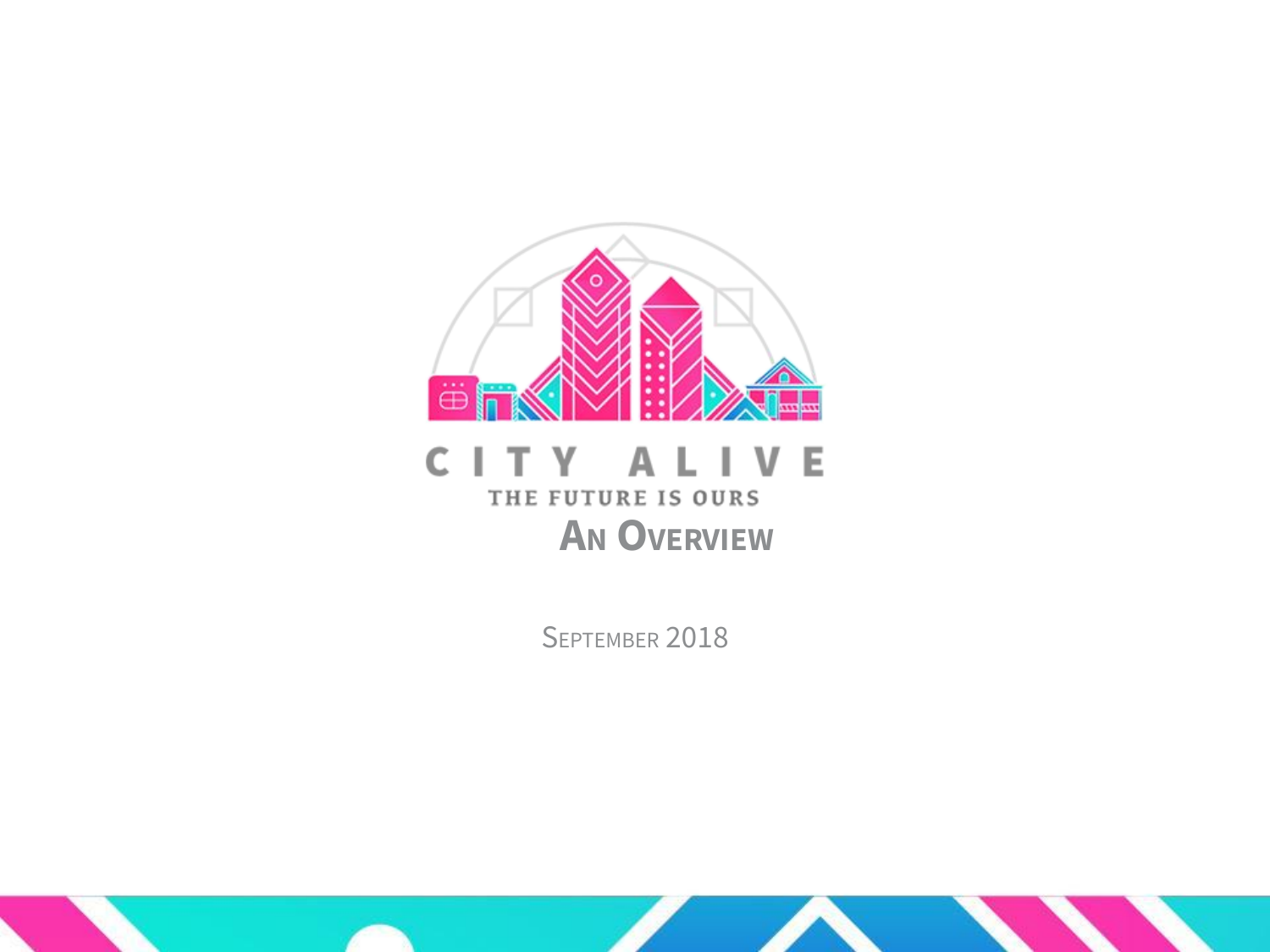# CITY ALIVE

THE FUTURE IS OURS

## An Overview

September 2018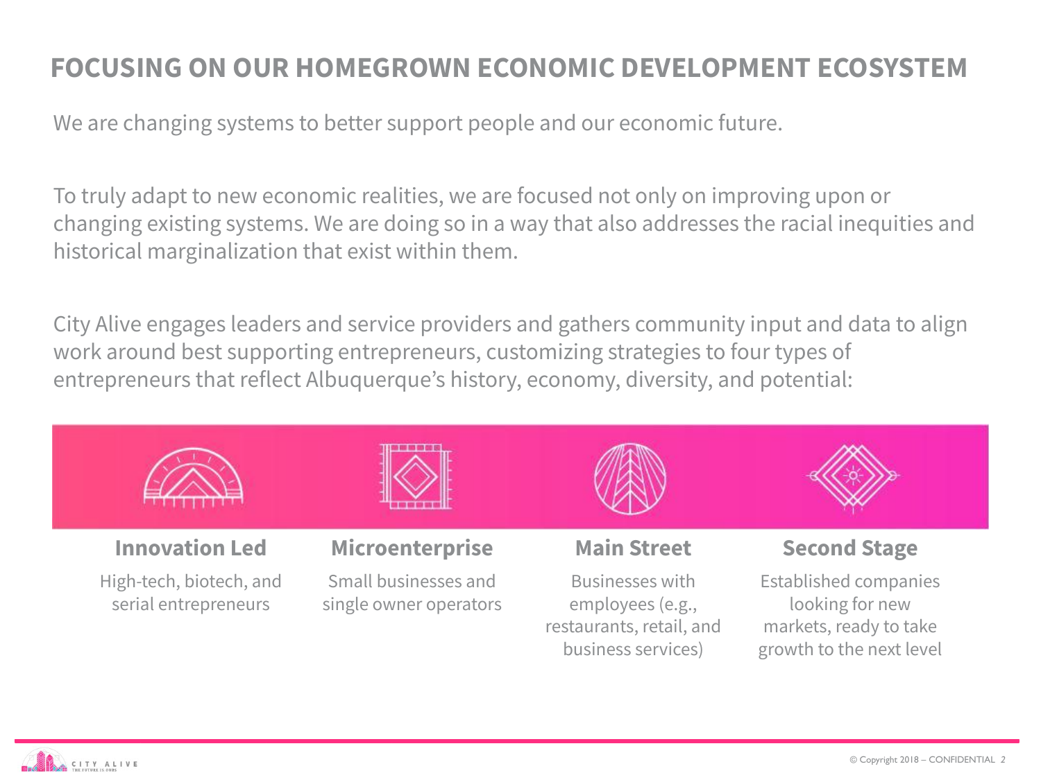# FOCUSING ON OUR HOMEGROWN ECONOMIC DEVELOPMENT ECOSYSTEM

We are changing systems to better support people and our economic future.

To truly adapt to new economic realities, we are focused not only on improving upon or changing existing systems. We are doing so in a way that also addresses the racial inequities and historical marginalization that exist within them.

City Alive engages leaders and service providers and gathers community input and data to align work around best supporting entrepreneurs, customizing strategies to four types of entrepreneurs that reflect Albuquerque's history, economy, diversity, and potential:

### Innovation Led

High-tech, biotech, and serial entrepreneurs

### Microenterprise

Small businesses and single owner operators

### Main Street

Businesses with employees (e.g., restaurants, retail, and business services)

### Second Stage

Established companies looking for new markets, ready to take growth to the next level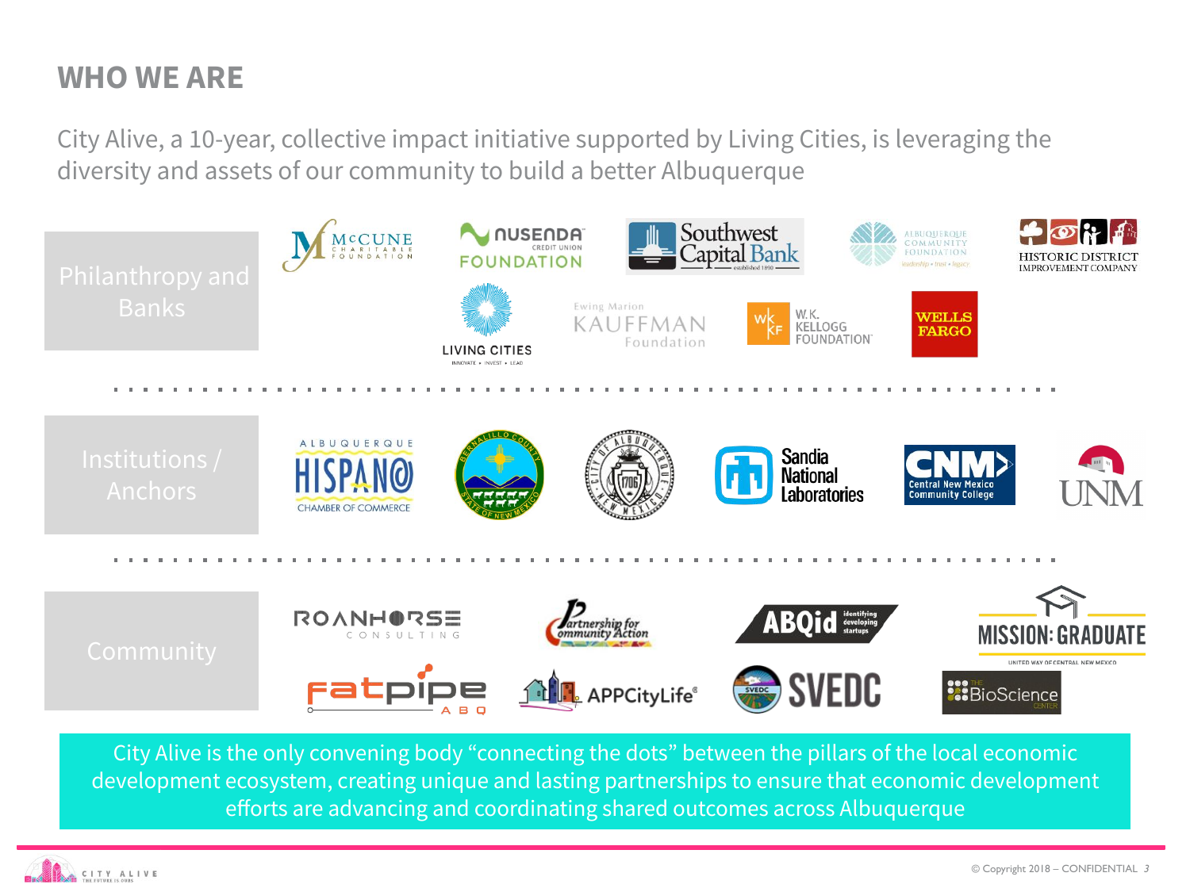## WHO WE ARE

City Alive, a 10-year, collective impact initiative supported by Living Cities, is leveraging the diversity and assets of our community to build a better Albuquerque

**Philanthropy and Banks**

McCune Charitable Foundation · Nusenda Credit Union Foundation · Southwest Capital Bank · Albuquerque Community Foundation · Historic District Improvement Company · Living Cities · Ewing Marion Kauffman Foundation · W.K. Kellogg Foundation · Wells Fargo

**Institutions / Anchors**

Albuquerque Hispano Chamber of Commerce · Bernalillo County · City of Albuquerque · Sandia National Laboratories · CNM Central New Mexico Community College · UNM

**Community**

Roanhorse Consulting · Partnership for Community Action · ABQid · Mission: Graduate · FatPipe ABQ · APPCityLife · SVEDC · The BioScience Center

City Alive is the only convening body "connecting the dots" between the pillars of the local economic development ecosystem, creating unique and lasting partnerships to ensure that economic development efforts are advancing and coordinating shared outcomes across Albuquerque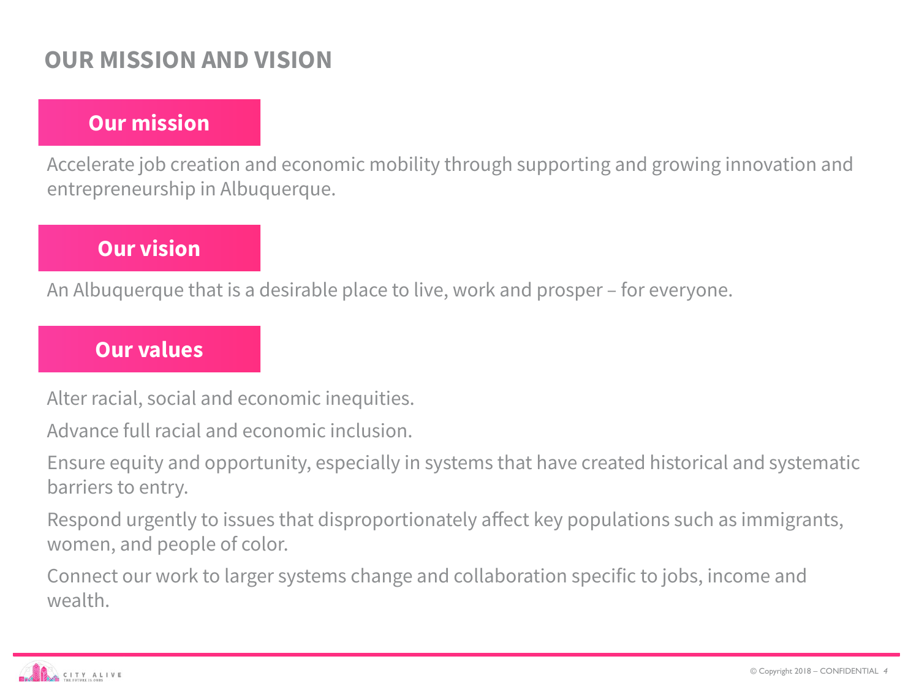# OUR MISSION AND VISION

## Our mission

Accelerate job creation and economic mobility through supporting and growing innovation and entrepreneurship in Albuquerque.

## Our vision

An Albuquerque that is a desirable place to live, work and prosper – for everyone.

## Our values

Alter racial, social and economic inequities.

Advance full racial and economic inclusion.

Ensure equity and opportunity, especially in systems that have created historical and systematic barriers to entry.

Respond urgently to issues that disproportionately affect key populations such as immigrants, women, and people of color.

Connect our work to larger systems change and collaboration specific to jobs, income and wealth.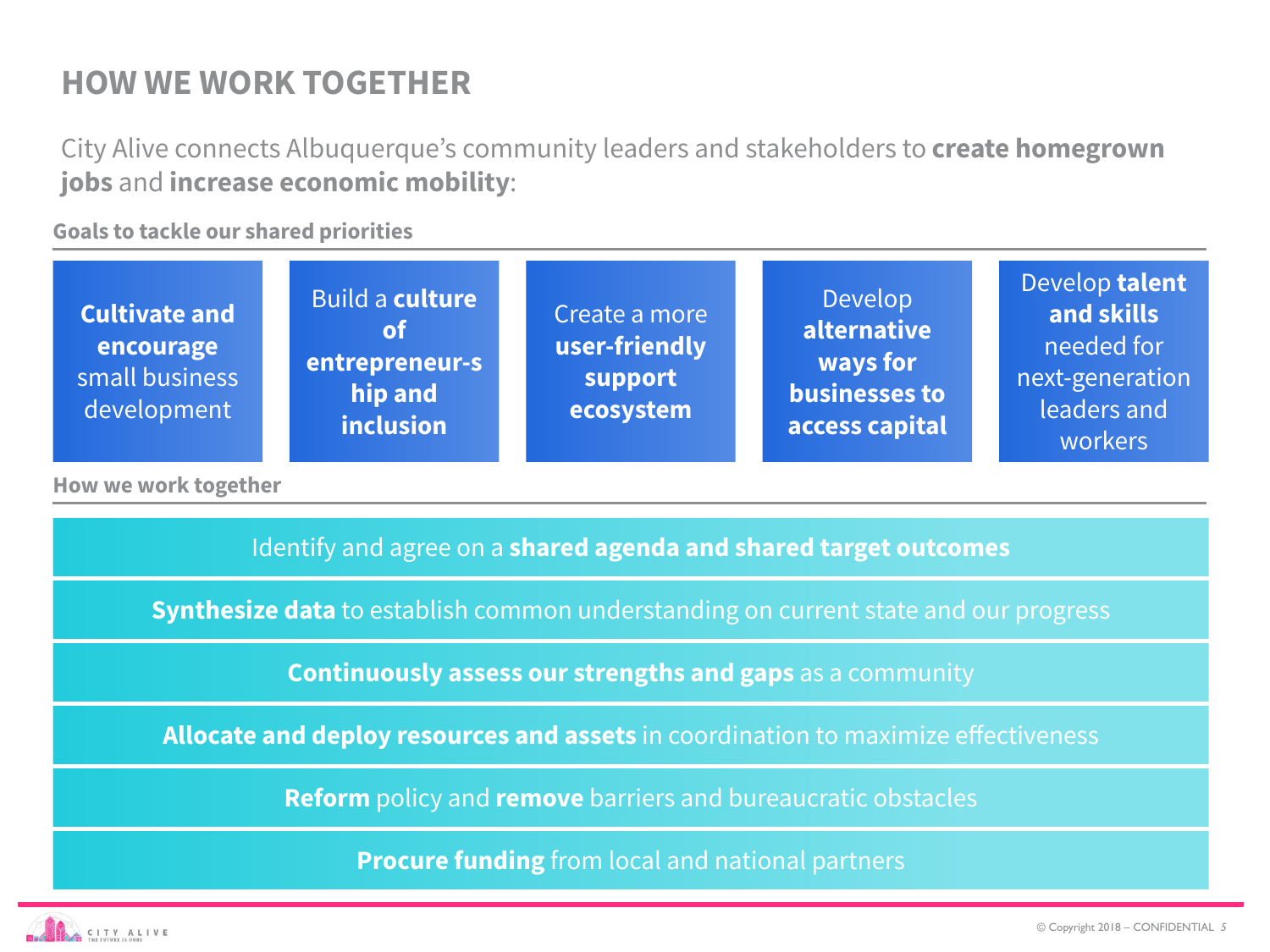# HOW WE WORK TOGETHER

City Alive connects Albuquerque's community leaders and stakeholders to **create homegrown jobs** and **increase economic mobility**:

## Goals to tackle our shared priorities

- **Cultivate and encourage** small business development
- Build a **culture of entrepreneur-ship and inclusion**
- Create a more **user-friendly support ecosystem**
- Develop **alternative ways for businesses to access capital**
- Develop **talent and skills** needed for next-generation leaders and workers

## How we work together

- Identify and agree on a **shared agenda and shared target outcomes**
- **Synthesize data** to establish common understanding on current state and our progress
- **Continuously assess our strengths and gaps** as a community
- **Allocate and deploy resources and assets** in coordination to maximize effectiveness
- **Reform** policy and **remove** barriers and bureaucratic obstacles
- **Procure funding** from local and national partners

© Copyright 2018 – CONFIDENTIAL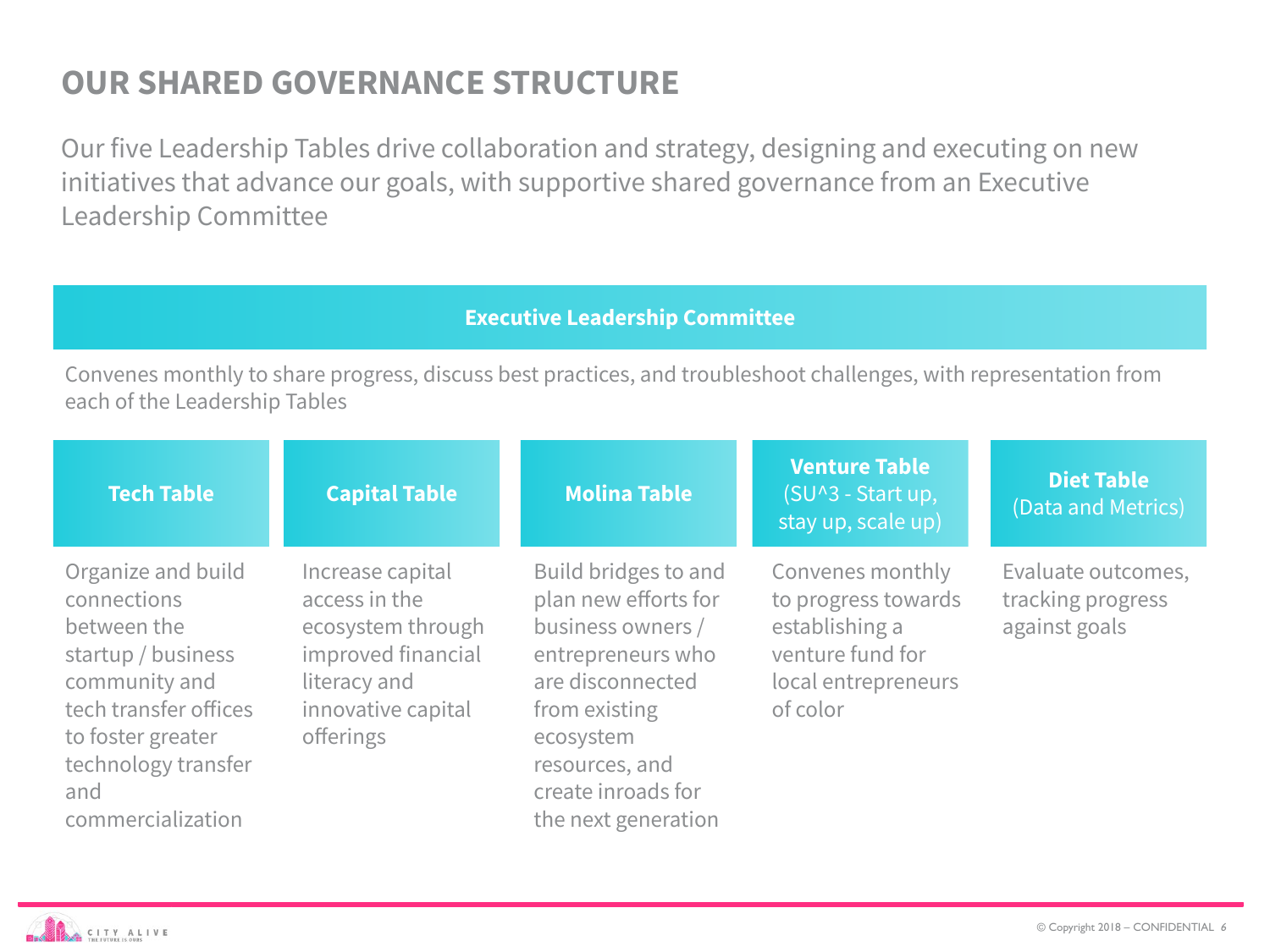# OUR SHARED GOVERNANCE STRUCTURE

Our five Leadership Tables drive collaboration and strategy, designing and executing on new initiatives that advance our goals, with supportive shared governance from an Executive Leadership Committee

## Executive Leadership Committee

Convenes monthly to share progress, discuss best practices, and troubleshoot challenges, with representation from each of the Leadership Tables

| **Tech Table** | **Capital Table** | **Molina Table** | **Venture Table** (SU^3 - Start up, stay up, scale up) | **Diet Table** (Data and Metrics) |
|---|---|---|---|---|
| Organize and build connections between the startup / business community and tech transfer offices to foster greater technology transfer and commercialization | Increase capital access in the ecosystem through improved financial literacy and innovative capital offerings | Build bridges to and plan new efforts for business owners / entrepreneurs who are disconnected from existing ecosystem resources, and create inroads for the next generation | Convenes monthly to progress towards establishing a venture fund for local entrepreneurs of color | Evaluate outcomes, tracking progress against goals |

© Copyright 2018 – CONFIDENTIAL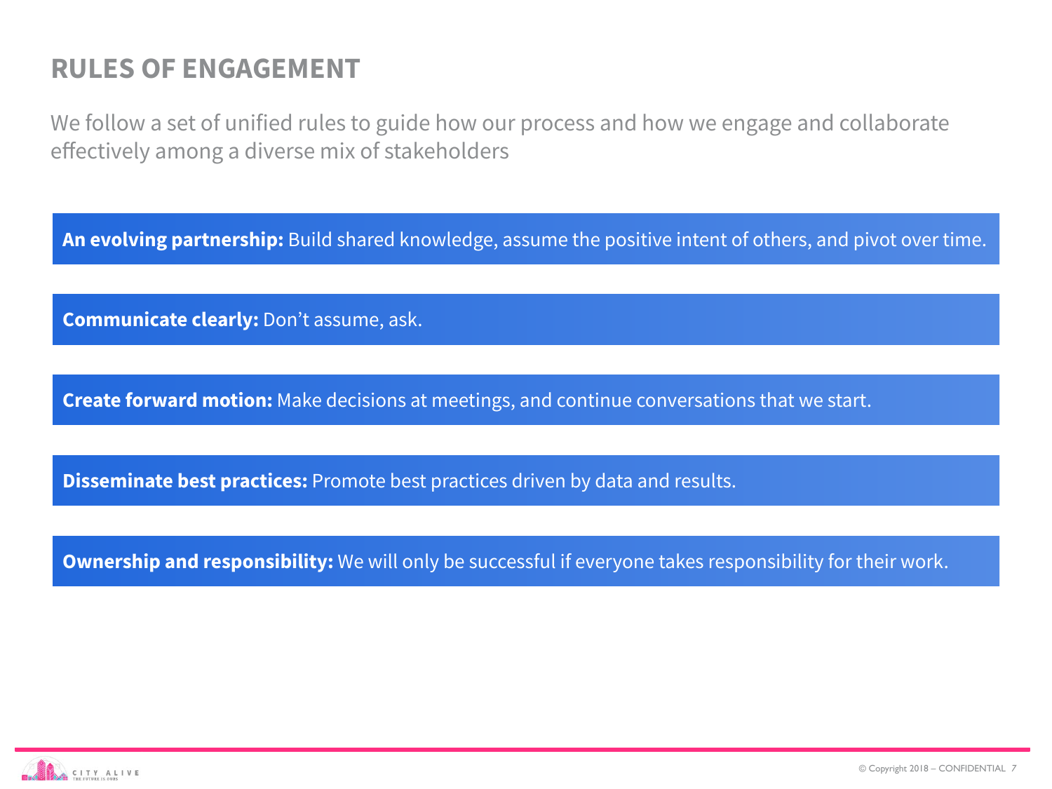# RULES OF ENGAGEMENT

We follow a set of unified rules to guide how our process and how we engage and collaborate effectively among a diverse mix of stakeholders

**An evolving partnership:** Build shared knowledge, assume the positive intent of others, and pivot over time.

**Communicate clearly:** Don't assume, ask.

**Create forward motion:** Make decisions at meetings, and continue conversations that we start.

**Disseminate best practices:** Promote best practices driven by data and results.

**Ownership and responsibility:** We will only be successful if everyone takes responsibility for their work.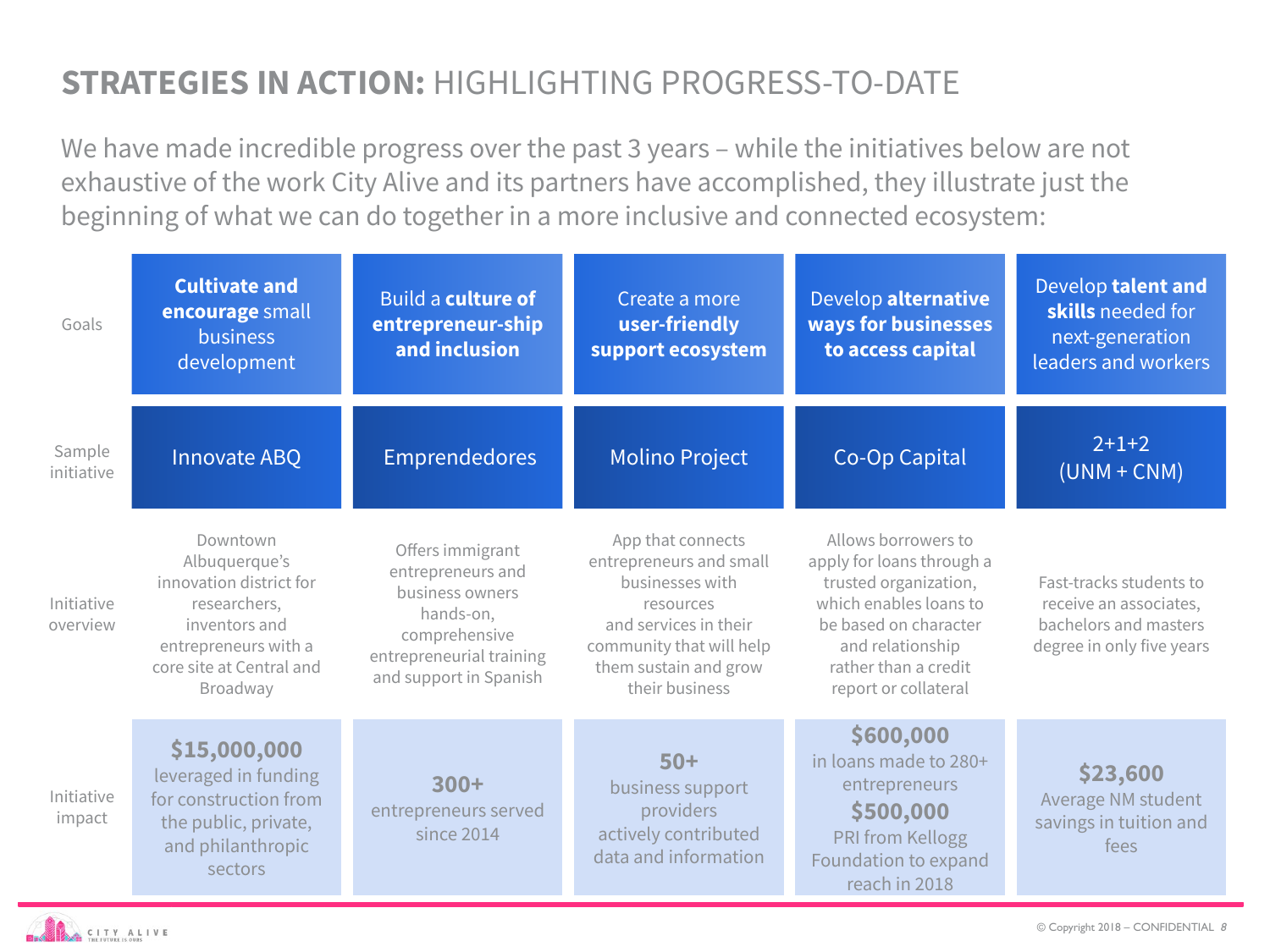# **STRATEGIES IN ACTION:** HIGHLIGHTING PROGRESS-TO-DATE

We have made incredible progress over the past 3 years – while the initiatives below are not exhaustive of the work City Alive and its partners have accomplished, they illustrate just the beginning of what we can do together in a more inclusive and connected ecosystem:

| | | | | | |
|---|---|---|---|---|---|
| Goals | **Cultivate and encourage** small business development | Build a **culture of entrepreneur-ship and inclusion** | Create a more **user-friendly support ecosystem** | Develop **alternative ways for businesses to access capital** | Develop **talent and skills** needed for next-generation leaders and workers |
| Sample initiative | Innovate ABQ | Emprendedores | Molino Project | Co-Op Capital | 2+1+2 (UNM + CNM) |
| Initiative overview | Downtown Albuquerque's innovation district for researchers, inventors and entrepreneurs with a core site at Central and Broadway | Offers immigrant entrepreneurs and business owners hands-on, comprehensive entrepreneurial training and support in Spanish | App that connects entrepreneurs and small businesses with resources and services in their community that will help them sustain and grow their business | Allows borrowers to apply for loans through a trusted organization, which enables loans to be based on character and relationship rather than a credit report or collateral | Fast-tracks students to receive an associates, bachelors and masters degree in only five years |
| Initiative impact | **$15,000,000** leveraged in funding for construction from the public, private, and philanthropic sectors | **300+** entrepreneurs served since 2014 | **50+** business support providers actively contributed data and information | **$600,000** in loans made to 280+ entrepreneurs **$500,000** PRI from Kellogg Foundation to expand reach in 2018 | **$23,600** Average NM student savings in tuition and fees |

© Copyright 2018 – CONFIDENTIAL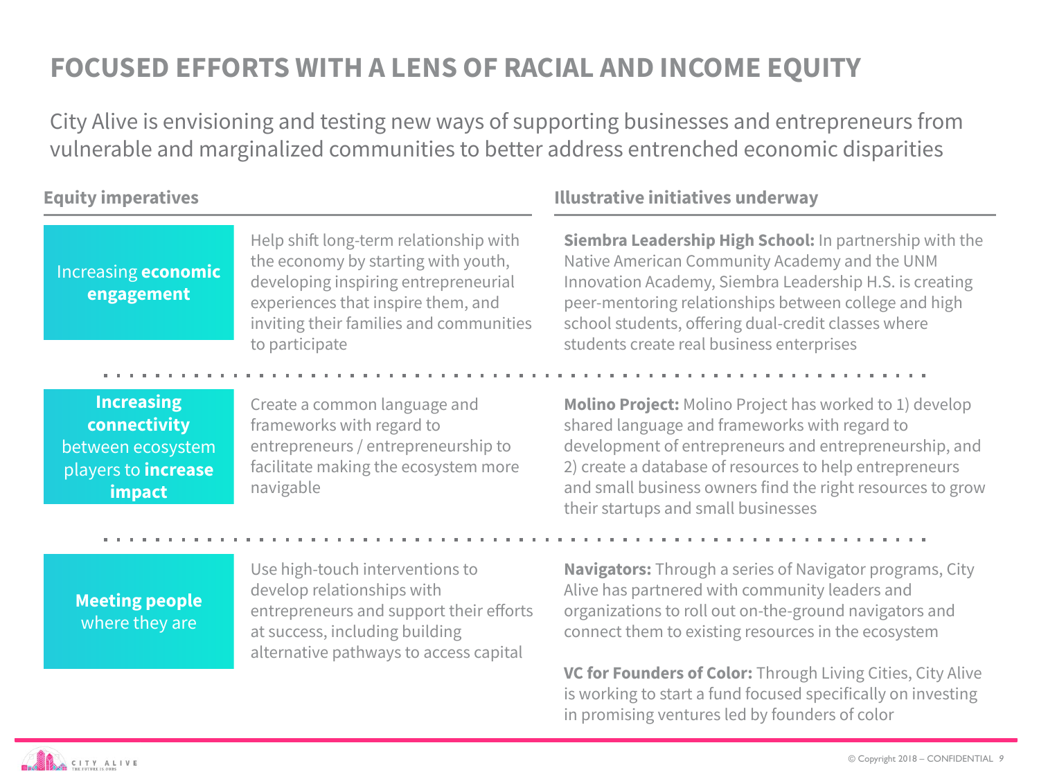# FOCUSED EFFORTS WITH A LENS OF RACIAL AND INCOME EQUITY

City Alive is envisioning and testing new ways of supporting businesses and entrepreneurs from vulnerable and marginalized communities to better address entrenched economic disparities

| Equity imperatives | | Illustrative initiatives underway |
|---|---|---|
| Increasing **economic engagement** | Help shift long-term relationship with the economy by starting with youth, developing inspiring entrepreneurial experiences that inspire them, and inviting their families and communities to participate | **Siembra Leadership High School:** In partnership with the Native American Community Academy and the UNM Innovation Academy, Siembra Leadership H.S. is creating peer-mentoring relationships between college and high school students, offering dual-credit classes where students create real business enterprises |
| **Increasing connectivity** between ecosystem players to **increase impact** | Create a common language and frameworks with regard to entrepreneurs / entrepreneurship to facilitate making the ecosystem more navigable | **Molino Project:** Molino Project has worked to 1) develop shared language and frameworks with regard to development of entrepreneurs and entrepreneurship, and 2) create a database of resources to help entrepreneurs and small business owners find the right resources to grow their startups and small businesses |
| **Meeting people** where they are | Use high-touch interventions to develop relationships with entrepreneurs and support their efforts at success, including building alternative pathways to access capital | **Navigators:** Through a series of Navigator programs, City Alive has partnered with community leaders and organizations to roll out on-the-ground navigators and connect them to existing resources in the ecosystem<br><br>**VC for Founders of Color:** Through Living Cities, City Alive is working to start a fund focused specifically on investing in promising ventures led by founders of color |

© Copyright 2018 – CONFIDENTIAL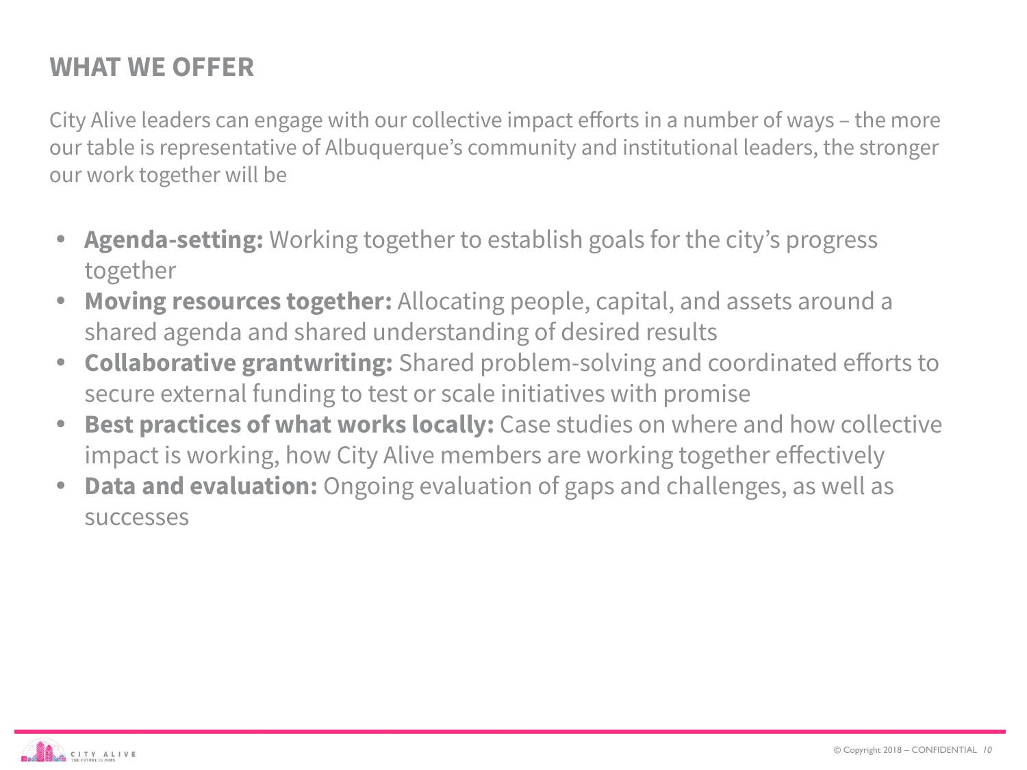## WHAT WE OFFER

City Alive leaders can engage with our collective impact efforts in a number of ways – the more our table is representative of Albuquerque's community and institutional leaders, the stronger our work together will be

- **Agenda-setting:** Working together to establish goals for the city's progress together
- **Moving resources together:** Allocating people, capital, and assets around a shared agenda and shared understanding of desired results
- **Collaborative grantwriting:** Shared problem-solving and coordinated efforts to secure external funding to test or scale initiatives with promise
- **Best practices of what works locally:** Case studies on where and how collective impact is working, how City Alive members are working together effectively
- **Data and evaluation:** Ongoing evaluation of gaps and challenges, as well as successes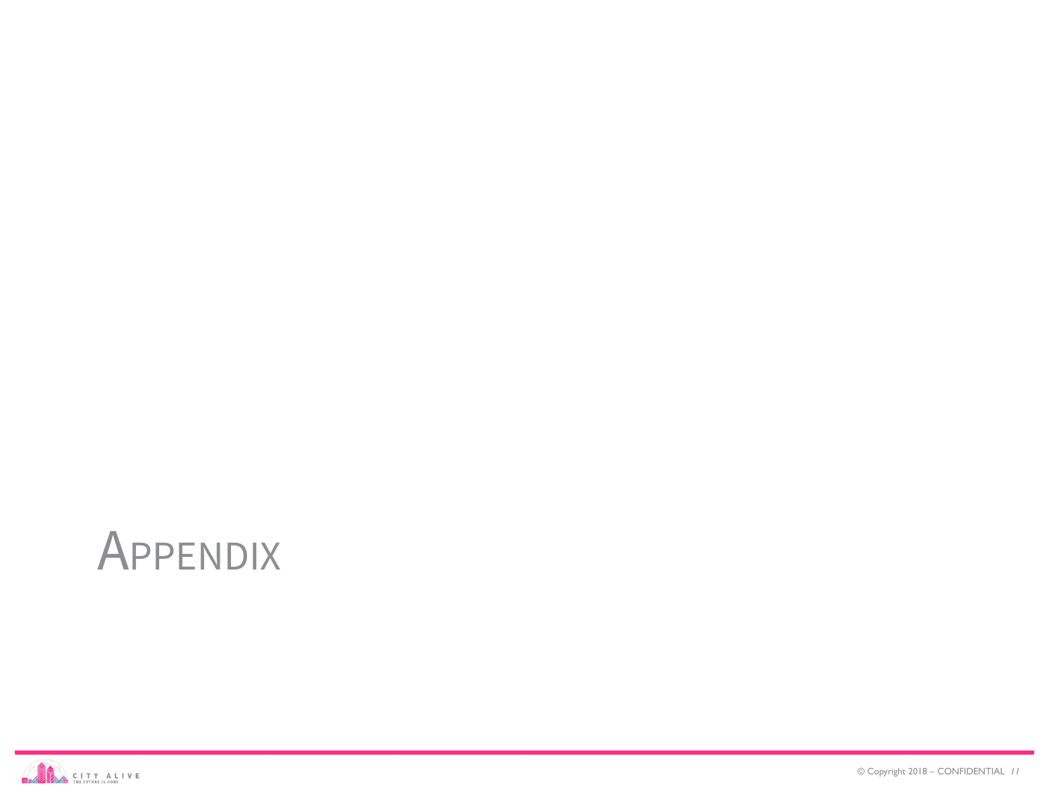# Appendix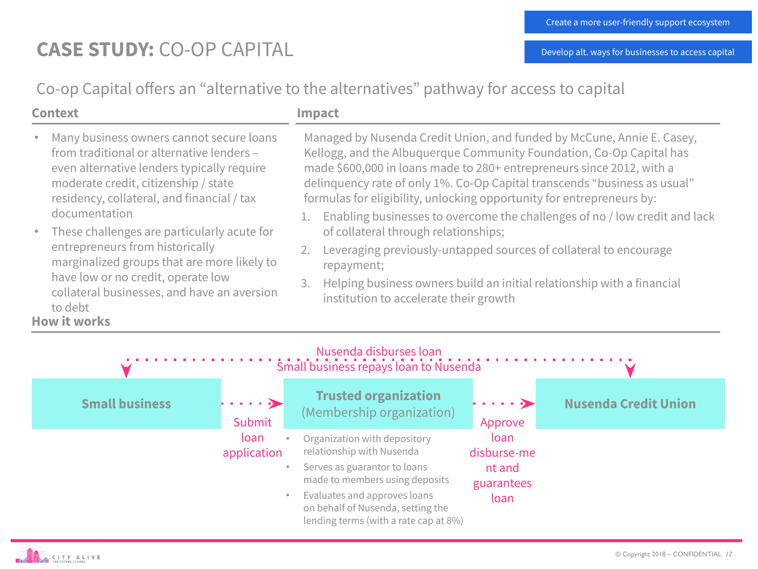Create a more user-friendly support ecosystem

Develop alt. ways for businesses to access capital

# CASE STUDY: CO-OP CAPITAL

## Co-op Capital offers an "alternative to the alternatives" pathway for access to capital

### Context

- Many business owners cannot secure loans from traditional or alternative lenders – even alternative lenders typically require moderate credit, citizenship / state residency, collateral, and financial / tax documentation
- These challenges are particularly acute for entrepreneurs from historically marginalized groups that are more likely to have low or no credit, operate low collateral businesses, and have an aversion to debt

### Impact

Managed by Nusenda Credit Union, and funded by McCune, Annie E. Casey, Kellogg, and the Albuquerque Community Foundation, Co-Op Capital has made $600,000 in loans made to 280+ entrepreneurs since 2012, with a delinquency rate of only 1%. Co-Op Capital transcends "business as usual" formulas for eligibility, unlocking opportunity for entrepreneurs by:

1. Enabling businesses to overcome the challenges of no / low credit and lack of collateral through relationships;
2. Leveraging previously-untapped sources of collateral to encourage repayment;
3. Helping business owners build an initial relationship with a financial institution to accelerate their growth

### How it works

Nusenda disburses loan

Small business repays loan to Nusenda

**Small business** → Submit loan application → **Trusted organization** (Membership organization) → Approve loan disburse-ment and guarantees loan → **Nusenda Credit Union**

Trusted organization:

- Organization with depository relationship with Nusenda
- Serves as guarantor to loans made to members using deposits
- Evaluates and approves loans on behalf of Nusenda, setting the lending terms (with a rate cap at 8%)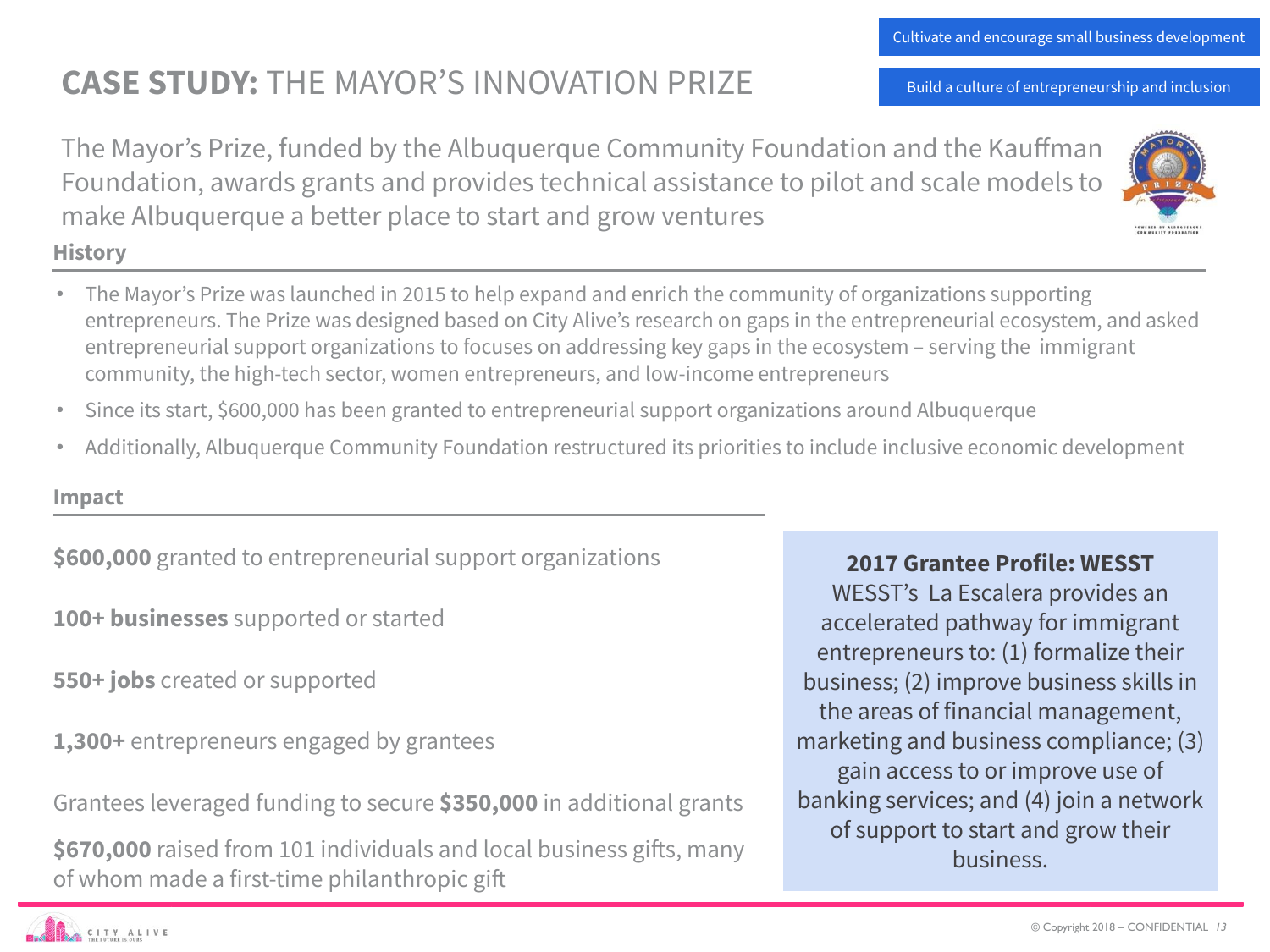Cultivate and encourage small business development

Build a culture of entrepreneurship and inclusion

# **CASE STUDY:** THE MAYOR'S INNOVATION PRIZE

The Mayor's Prize, funded by the Albuquerque Community Foundation and the Kauffman Foundation, awards grants and provides technical assistance to pilot and scale models to make Albuquerque a better place to start and grow ventures

## History

- The Mayor's Prize was launched in 2015 to help expand and enrich the community of organizations supporting entrepreneurs. The Prize was designed based on City Alive's research on gaps in the entrepreneurial ecosystem, and asked entrepreneurial support organizations to focuses on addressing key gaps in the ecosystem – serving the immigrant community, the high-tech sector, women entrepreneurs, and low-income entrepreneurs
- Since its start, $600,000 has been granted to entrepreneurial support organizations around Albuquerque
- Additionally, Albuquerque Community Foundation restructured its priorities to include inclusive economic development

## Impact

**$600,000** granted to entrepreneurial support organizations

**100+ businesses** supported or started

**550+ jobs** created or supported

**1,300+** entrepreneurs engaged by grantees

Grantees leveraged funding to secure **$350,000** in additional grants

**$670,000** raised from 101 individuals and local business gifts, many of whom made a first-time philanthropic gift

**2017 Grantee Profile: WESST**

WESST's La Escalera provides an accelerated pathway for immigrant entrepreneurs to: (1) formalize their business; (2) improve business skills in the areas of financial management, marketing and business compliance; (3) gain access to or improve use of banking services; and (4) join a network of support to start and grow their business.